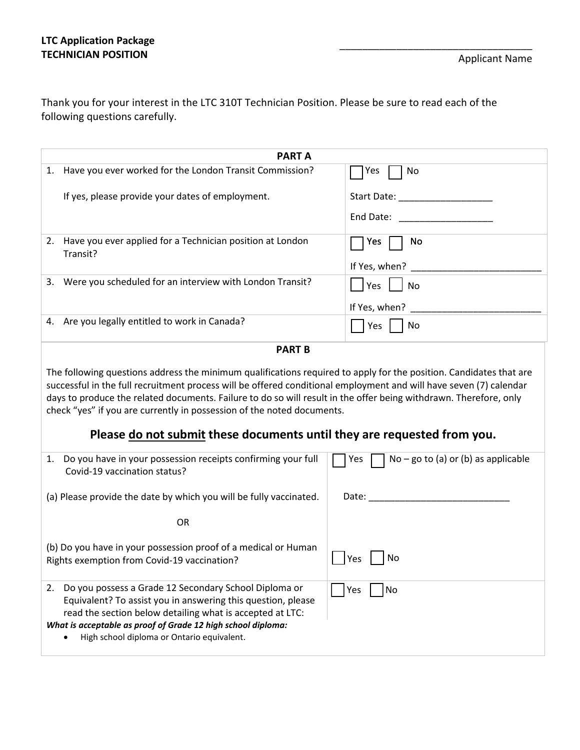**LTC Application Package**
**TECHNICIAN POSITION**

\_\_\_\_\_\_\_\_\_\_\_\_\_\_\_\_\_\_\_\_\_\_\_\_\_\_\_\_\_\_\_\_\_\_\_\_
Applicant Name

Thank you for your interest in the LTC 310T Technician Position. Please be sure to read each of the following questions carefully.

| **PART A** | |
|---|---|
| 1. Have you ever worked for the London Transit Commission?<br><br>If yes, please provide your dates of employment. | ☐ Yes ☐ No<br><br>Start Date: ________________<br><br>End Date: ________________ |
| 2. Have you ever applied for a Technician position at London Transit? | ☐ Yes ☐ No<br><br>If Yes, when? ________________________ |
| 3. Were you scheduled for an interview with London Transit? | ☐ Yes ☐ No<br><br>If Yes, when? ________________________ |
| 4. Are you legally entitled to work in Canada? | ☐ Yes ☐ No |

**PART B**

The following questions address the minimum qualifications required to apply for the position. Candidates that are successful in the full recruitment process will be offered conditional employment and will have seven (7) calendar days to produce the related documents. Failure to do so will result in the offer being withdrawn. Therefore, only check "yes" if you are currently in possession of the noted documents.

## Please do not submit these documents until they are requested from you.

| | |
|---|---|
| 1. Do you have in your possession receipts confirming your full Covid-19 vaccination status? | ☐ Yes ☐ No – go to (a) or (b) as applicable |
| (a) Please provide the date by which you will be fully vaccinated. | Date: __________________________ |
| OR | |
| (b) Do you have in your possession proof of a medical or Human Rights exemption from Covid-19 vaccination? | ☐ Yes ☐ No |
| 2. Do you possess a Grade 12 Secondary School Diploma or Equivalent? To assist you in answering this question, please read the section below detailing what is accepted at LTC: | ☐ Yes ☐ No |

***What is acceptable as proof of Grade 12 high school diploma:***

- High school diploma or Ontario equivalent.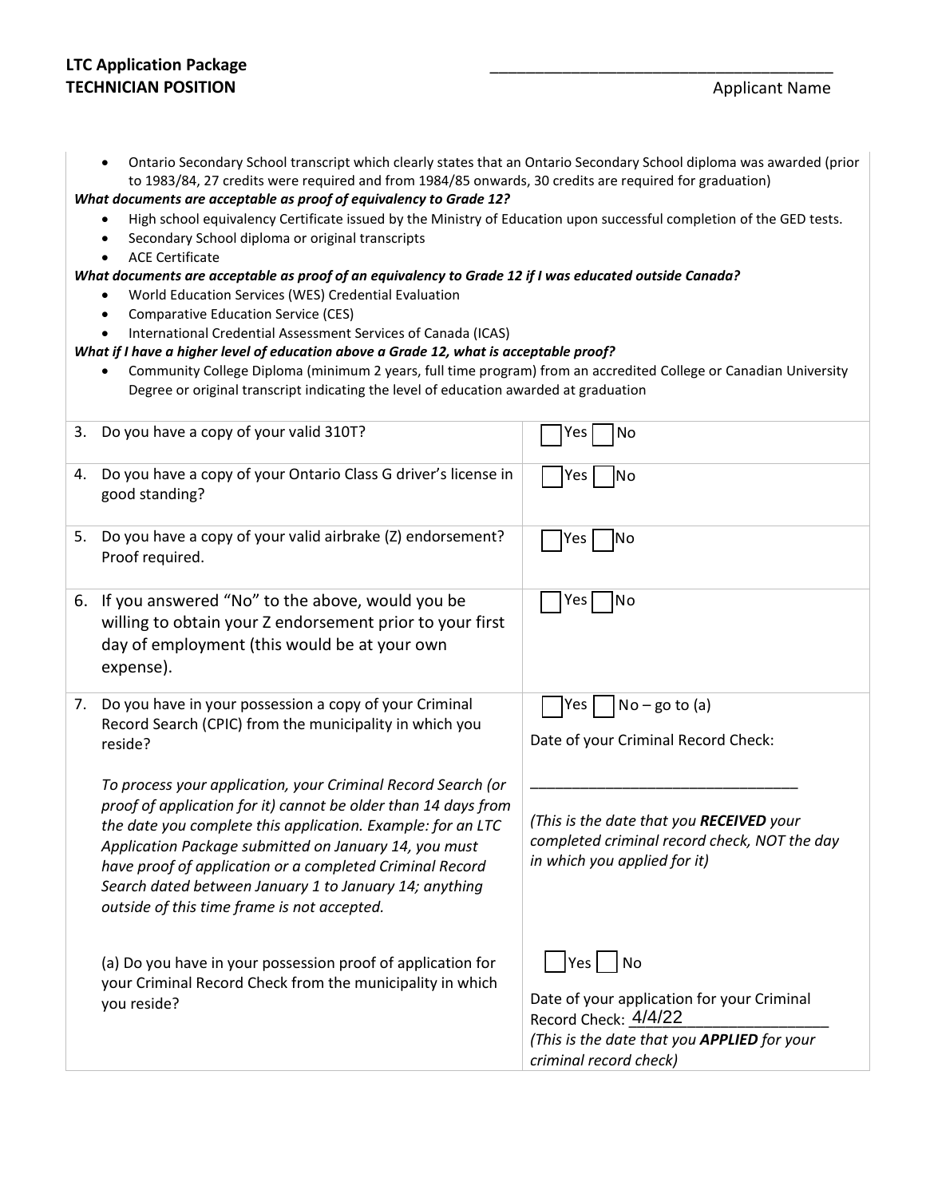- Ontario Secondary School transcript which clearly states that an Ontario Secondary School diploma was awarded (prior to 1983/84, 27 credits were required and from 1984/85 onwards, 30 credits are required for graduation)

***What documents are acceptable as proof of equivalency to Grade 12?***

- High school equivalency Certificate issued by the Ministry of Education upon successful completion of the GED tests.
- Secondary School diploma or original transcripts
- ACE Certificate

***What documents are acceptable as proof of an equivalency to Grade 12 if I was educated outside Canada?***

- World Education Services (WES) Credential Evaluation
- Comparative Education Service (CES)
- International Credential Assessment Services of Canada (ICAS)

***What if I have a higher level of education above a Grade 12, what is acceptable proof?***

- Community College Diploma (minimum 2 years, full time program) from an accredited College or Canadian University Degree or original transcript indicating the level of education awarded at graduation

| | |
|---|---|
| 3. Do you have a copy of your valid 310T? | ☐ Yes ☐ No |
| 4. Do you have a copy of your Ontario Class G driver's license in good standing? | ☐ Yes ☐ No |
| 5. Do you have a copy of your valid airbrake (Z) endorsement? Proof required. | ☐ Yes ☐ No |
| 6. If you answered "No" to the above, would you be willing to obtain your Z endorsement prior to your first day of employment (this would be at your own expense). | ☐ Yes ☐ No |
| 7. Do you have in your possession a copy of your Criminal Record Search (CPIC) from the municipality in which you reside?<br><br>*To process your application, your Criminal Record Search (or proof of application for it) cannot be older than 14 days from the date you complete this application. Example: for an LTC Application Package submitted on January 14, you must have proof of application or a completed Criminal Record Search dated between January 1 to January 14; anything outside of this time frame is not accepted.* | ☐ Yes ☐ No – go to (a)<br><br>Date of your Criminal Record Check:<br><br>\_\_\_\_\_\_\_\_\_\_\_\_\_\_\_\_\_\_\_\_\_\_\_\_\_\_\_\_\_\_<br><br>*(This is the date that you **RECEIVED** your completed criminal record check, NOT the day in which you applied for it)* |
| (a) Do you have in your possession proof of application for your Criminal Record Check from the municipality in which you reside? | ☐ Yes ☐ No<br><br>Date of your application for your Criminal Record Check: 4/4/22<br>*(This is the date that you **APPLIED** for your criminal record check)* |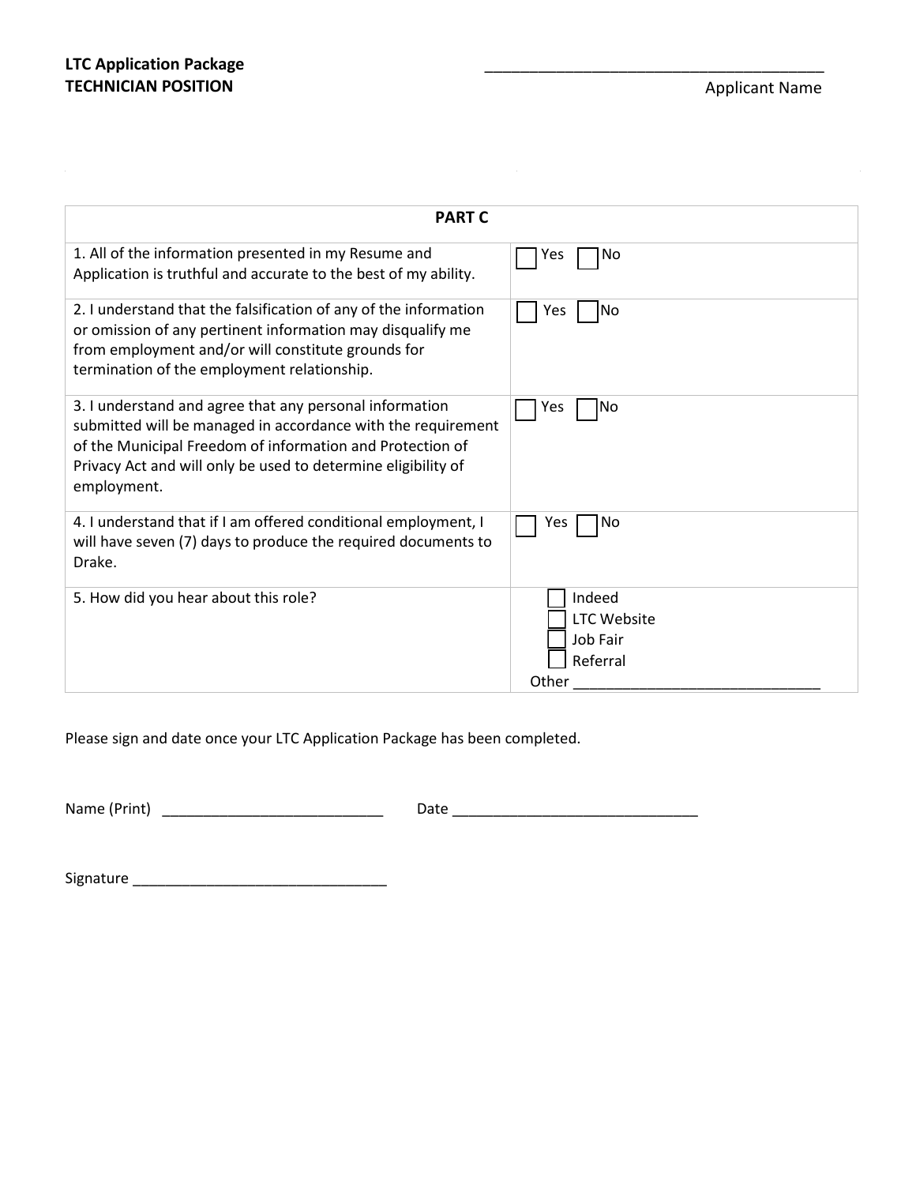**LTC Application Package**
**TECHNICIAN POSITION**

\_\_\_\_\_\_\_\_\_\_\_\_\_\_\_\_\_\_\_\_\_\_\_\_\_\_\_\_\_\_\_\_\_\_\_\_\_\_\_\_
Applicant Name

| **PART C** | |
| --- | --- |
| 1. All of the information presented in my Resume and Application is truthful and accurate to the best of my ability. | ☐ Yes ☐ No |
| 2. I understand that the falsification of any of the information or omission of any pertinent information may disqualify me from employment and/or will constitute grounds for termination of the employment relationship. | ☐ Yes ☐ No |
| 3. I understand and agree that any personal information submitted will be managed in accordance with the requirement of the Municipal Freedom of information and Protection of Privacy Act and will only be used to determine eligibility of employment. | ☐ Yes ☐ No |
| 4. I understand that if I am offered conditional employment, I will have seven (7) days to produce the required documents to Drake. | ☐ Yes ☐ No |
| 5. How did you hear about this role? | ☐ Indeed<br>☐ LTC Website<br>☐ Job Fair<br>☐ Referral<br>Other \_\_\_\_\_\_\_\_\_\_\_\_\_\_\_\_\_\_\_\_\_\_\_\_\_\_\_\_\_\_ |

Please sign and date once your LTC Application Package has been completed.

Name (Print) \_\_\_\_\_\_\_\_\_\_\_\_\_\_\_\_\_\_\_\_\_\_\_\_\_\_\_ Date \_\_\_\_\_\_\_\_\_\_\_\_\_\_\_\_\_\_\_\_\_\_\_\_\_\_\_\_\_\_

Signature \_\_\_\_\_\_\_\_\_\_\_\_\_\_\_\_\_\_\_\_\_\_\_\_\_\_\_\_\_\_\_